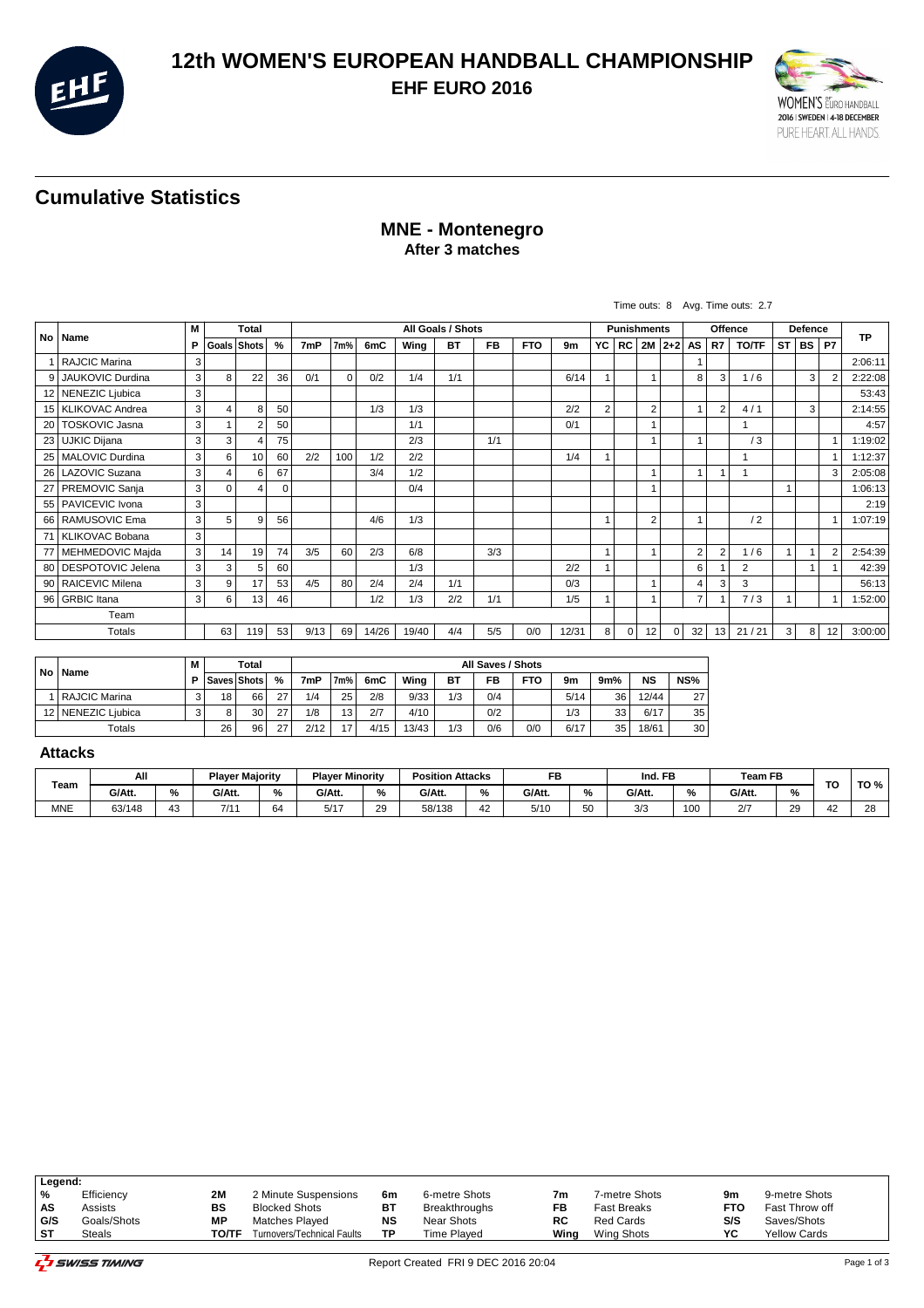# 12th WOMEN'S EUROPEAN HANDBALL CHAMPIONSHIP

## EHF EURO 2016

## Cumulative Statistics

### MNE - Montenegro
**After 3 matches**

Time outs: 8 Avg. Time outs: 2.7

| No | Name | M | Total | | | All Goals / Shots | | | | | | | | | Punishments | | | | Offence | | | Defence | | | TP |
|---|---|---|---|---|---|---|---|---|---|---|---|---|---|---|---|---|---|---|---|---|---|---|---|---|---|
| | | P | Goals | Shots | % | 7mP | 7m% | 6mC | Wing | BT | FB | FTO | 9m | YC | RC | 2M | 2+2 | AS | R7 | TO/TF | ST | BS | P7 | |
| 1 | RAJCIC Marina | 3 | | | | | | | | | | | | | | | | 1 | | | | | | 2:06:11 |
| 9 | JAUKOVIC Durdina | 3 | 8 | 22 | 36 | 0/1 | 0 | 0/2 | 1/4 | 1/1 | | | 6/14 | 1 | | 1 | | 8 | 3 | 1 / 6 | | 3 | 2 | 2:22:08 |
| 12 | NENEZIC Ljubica | 3 | | | | | | | | | | | | | | | | | | | | | | 53:43 |
| 15 | KLIKOVAC Andrea | 3 | 4 | 8 | 50 | | | 1/3 | 1/3 | | | | 2/2 | 2 | | 2 | | 1 | 2 | 4 / 1 | | 3 | | 2:14:55 |
| 20 | TOSKOVIC Jasna | 3 | 1 | 2 | 50 | | | | 1/1 | | | | 0/1 | | | 1 | | | | 1 | | | | 4:57 |
| 23 | UJKIC Dijana | 3 | 3 | 4 | 75 | | | | 2/3 | | 1/1 | | | | | 1 | | 1 | | / 3 | | | 1 | 1:19:02 |
| 25 | MALOVIC Durdina | 3 | 6 | 10 | 60 | 2/2 | 100 | 1/2 | 2/2 | | | | 1/4 | 1 | | | | | | 1 | | | 1 | 1:12:37 |
| 26 | LAZOVIC Suzana | 3 | 4 | 6 | 67 | | | 3/4 | 1/2 | | | | | | | 1 | | 1 | 1 | 1 | | | 3 | 2:05:08 |
| 27 | PREMOVIC Sanja | 3 | 0 | 4 | 0 | | | | 0/4 | | | | | | | 1 | | | | | 1 | | | 1:06:13 |
| 55 | PAVICEVIC Ivona | 3 | | | | | | | | | | | | | | | | | | | | | | 2:19 |
| 66 | RAMUSOVIC Ema | 3 | 5 | 9 | 56 | | | 4/6 | 1/3 | | | | | 1 | | 2 | | 1 | | / 2 | | | 1 | 1:07:19 |
| 71 | KLIKOVAC Bobana | 3 | | | | | | | | | | | | | | | | | | | | | | |
| 77 | MEHMEDOVIC Majda | 3 | 14 | 19 | 74 | 3/5 | 60 | 2/3 | 6/8 | | 3/3 | | | 1 | | 1 | | 2 | 2 | 1 / 6 | 1 | 1 | 2 | 2:54:39 |
| 80 | DESPOTOVIC Jelena | 3 | 3 | 5 | 60 | | | | 1/3 | | | | 2/2 | 1 | | | | 6 | 1 | 2 | | 1 | 1 | 42:39 |
| 90 | RAICEVIC Milena | 3 | 9 | 17 | 53 | 4/5 | 80 | 2/4 | 2/4 | 1/1 | | | 0/3 | | | 1 | | 4 | 3 | 3 | | | | 56:13 |
| 96 | GRBIC Itana | 3 | 6 | 13 | 46 | | | 1/2 | 1/3 | 2/2 | 1/1 | | 1/5 | 1 | | 1 | | 7 | 1 | 7 / 3 | 1 | | 1 | 1:52:00 |
| | Team | | | | | | | | | | | | | | | | | | | | | | | |
| | Totals | | 63 | 119 | 53 | 9/13 | 69 | 14/26 | 19/40 | 4/4 | 5/5 | 0/0 | 12/31 | 8 | 0 | 12 | 0 | 32 | 13 | 21 / 21 | 3 | 8 | 12 | 3:00:00 |

| No | Name | M | Total | | | All Saves / Shots | | | | | | | | | | |
|---|---|---|---|---|---|---|---|---|---|---|---|---|---|---|---|---|
| | | P | Saves | Shots | % | 7mP | 7m% | 6mC | Wing | BT | FB | FTO | 9m | 9m% | NS | NS% |
| 1 | RAJCIC Marina | 3 | 18 | 66 | 27 | 1/4 | 25 | 2/8 | 9/33 | 1/3 | 0/4 | | 5/14 | 36 | 12/44 | 27 |
| 12 | NENEZIC Ljubica | 3 | 8 | 30 | 27 | 1/8 | 13 | 2/7 | 4/10 | | 0/2 | | 1/3 | 33 | 6/17 | 35 |
| | Totals | | 26 | 96 | 27 | 2/12 | 17 | 4/15 | 13/43 | 1/3 | 0/6 | 0/0 | 6/17 | 35 | 18/61 | 30 |

### Attacks

| Team | All | | Player Majority | | Player Minority | | Position Attacks | | FB | | Ind. FB | | Team FB | | TO | TO % |
|---|---|---|---|---|---|---|---|---|---|---|---|---|---|---|---|---|
| | G/Att. | % | G/Att. | % | G/Att. | % | G/Att. | % | G/Att. | % | G/Att. | % | G/Att. | % | | |
| MNE | 63/148 | 43 | 7/11 | 64 | 5/17 | 29 | 58/138 | 42 | 5/10 | 50 | 3/3 | 100 | 2/7 | 29 | 42 | 28 |

| Legend: | | | | | | | | | |
|---|---|---|---|---|---|---|---|---|---|
| % | Efficiency | 2M | 2 Minute Suspensions | 6m | 6-metre Shots | 7m | 7-metre Shots | 9m | 9-metre Shots |
| AS | Assists | BS | Blocked Shots | BT | Breakthroughs | FB | Fast Breaks | FTO | Fast Throw off |
| G/S | Goals/Shots | MP | Matches Played | NS | Near Shots | RC | Red Cards | S/S | Saves/Shots |
| ST | Steals | TO/TF | Turnovers/Technical Faults | TP | Time Played | Wing | Wing Shots | YC | Yellow Cards |

Report Created FRI 9 DEC 2016 20:04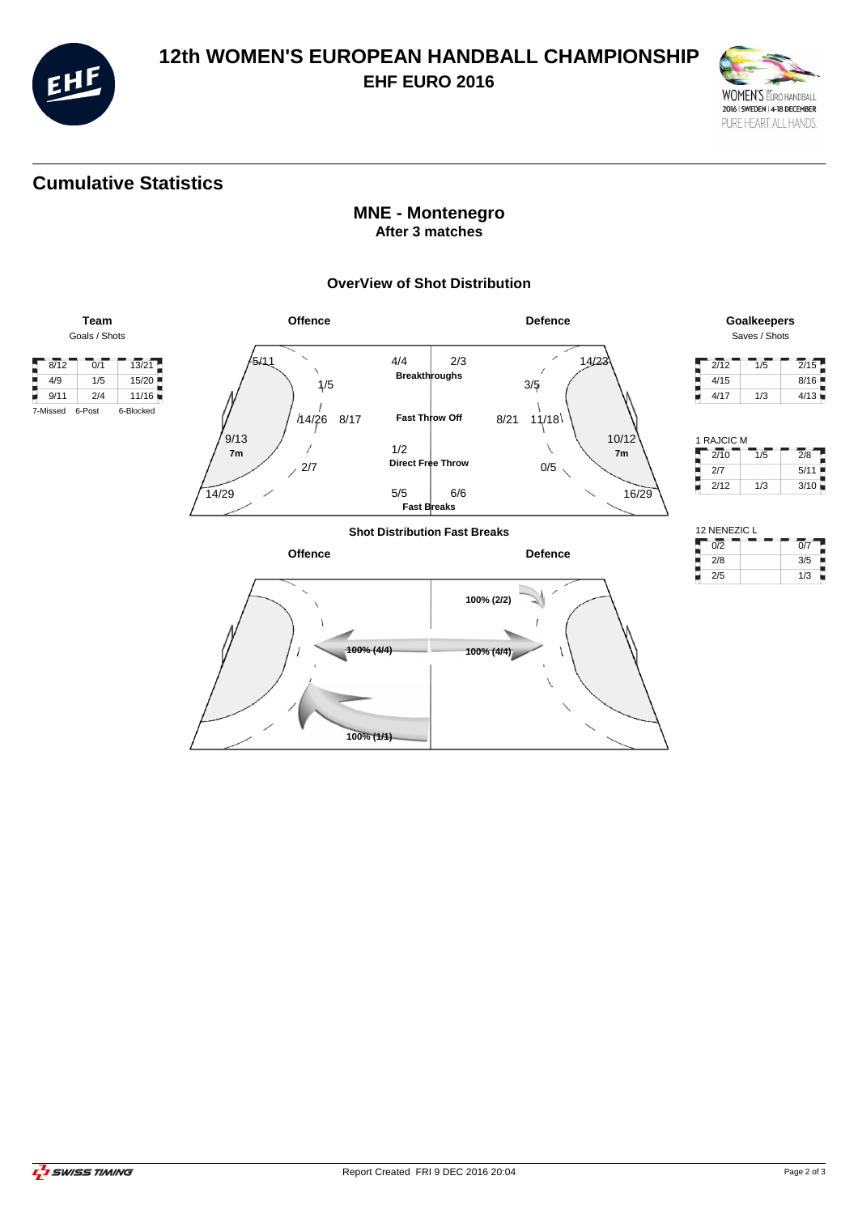# 12th WOMEN'S EUROPEAN HANDBALL CHAMPIONSHIP

## EHF EURO 2016

## Cumulative Statistics

### MNE - Montenegro
**After 3 matches**

### OverView of Shot Distribution

**Team**
Goals / Shots

| | | |
|---|---|---|
| 8/12 | 0/1 | 13/21 |
| 4/9 | 1/5 | 15/20 |
| 9/11 | 2/4 | 11/16 |
| 7-Missed | 6-Post | 6-Blocked |

**Offence**

| | |
|---|---|
| Wing left | 5/11 |
| 9m left | 1/5 |
| 6m left | 14/26 |
| 7m | 9/13 |
| 9m right | 2/7 |
| Wing right | 14/29 |

| Offence | | Defence |
|---|---|---|
| 4/4 | Breakthroughs | 2/3 |
| 8/17 | Fast Throw Off | 8/21 |
| 1/2 | Direct Free Throw | 0/5 |
| 5/5 | Fast Breaks | 6/6 |

**Defence**

| | |
|---|---|
| Wing | 14/23 |
| 9m | 3/5 |
| 6m | 11/18 |
| 7m | 10/12 |
| Wing | 16/29 |

**Goalkeepers**
Saves / Shots

| | | |
|---|---|---|
| 2/12 | 1/5 | 2/15 |
| 4/15 | | 8/16 |
| 4/17 | 1/3 | 4/13 |

1 RAJCIC M

| | | |
|---|---|---|
| 2/10 | 1/5 | 2/8 |
| 2/7 | | 5/11 |
| 2/12 | 1/3 | 3/10 |

12 NENEZIC L

| | | |
|---|---|---|
| 0/2 | | 0/7 |
| 2/8 | | 3/5 |
| 2/5 | | 1/3 |

### Shot Distribution Fast Breaks

**Offence**

- 100% (4/4)
- 100% (1/1)

**Defence**

- 100% (2/2)
- 100% (4/4)

Report Created FRI 9 DEC 2016 20:04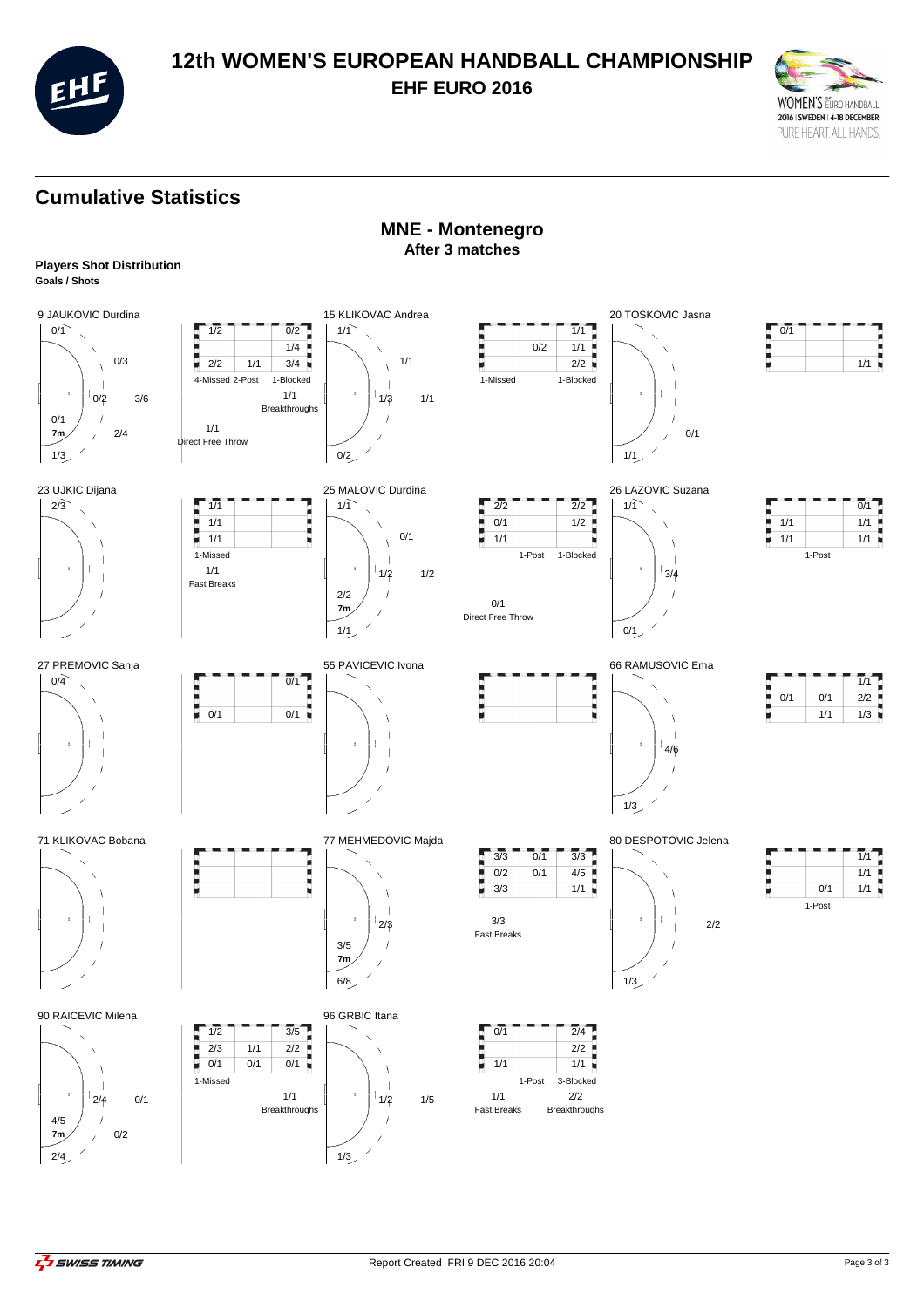# 12th WOMEN'S EUROPEAN HANDBALL CHAMPIONSHIP

## EHF EURO 2016

WOMEN'S EURO HANDBALL 2016 | SWEDEN | 4-18 DECEMBER PURE HEART. ALL HANDS.

## Cumulative Statistics

### MNE - Montenegro
### After 3 matches

**Players Shot Distribution**
**Goals / Shots**

**9 JAUKOVIC Durdina**

Court: 0/1, 0/3, 0/2, 3/6, 0/1, 7m 2/4, 1/3

Goal:

| | | |
|---|---|---|
| 1/2 | | 0/2 |
| | | 1/4 |
| 2/2 | 1/1 | 3/4 |

4-Missed 2-Post 1-Blocked
1/1 Breakthroughs
1/1 Direct Free Throw

**15 KLIKOVAC Andrea**

Court: 1/1, 1/1, 1/3, 1/1, 0/2

Goal:

| | | |
|---|---|---|
| | | 1/1 |
| | 0/2 | 1/1 |
| | | 2/2 |

1-Missed 1-Blocked

**20 TOSKOVIC Jasna**

Court: 0/1, 1/1

Goal:

| | | |
|---|---|---|
| 0/1 | | |
| | | 1/1 |

**23 UJKIC Dijana**

Court: 2/3

Goal:

| | | |
|---|---|---|
| 1/1 | | |
| 1/1 | | |
| 1/1 | | |

1-Missed
1/1 Fast Breaks

**25 MALOVIC Durdina**

Court: 1/1, 0/1, 1/2, 1/2, 2/2 7m, 1/1

Goal:

| | | |
|---|---|---|
| 2/2 | | 2/2 |
| 0/1 | | 1/2 |
| 1/1 | | |

1-Post 1-Blocked
0/1 Direct Free Throw

**26 LAZOVIC Suzana**

Court: 1/1, 3/4, 0/1

Goal:

| | | |
|---|---|---|
| | | 0/1 |
| 1/1 | | 1/1 |
| 1/1 | | 1/1 |

1-Post

**27 PREMOVIC Sanja**

Court: 0/4

Goal:

| | | |
|---|---|---|
| | | 0/1 |
| 0/1 | | 0/1 |

**55 PAVICEVIC Ivona**

**66 RAMUSOVIC Ema**

Court: 4/6, 1/3

Goal:

| | | |
|---|---|---|
| | | 1/1 |
| 0/1 | 0/1 | 2/2 |
| | 1/1 | 1/3 |

**71 KLIKOVAC Bobana**

**77 MEHMEDOVIC Majda**

Court: 2/3, 3/5 7m, 6/8

Goal:

| | | |
|---|---|---|
| 3/3 | 0/1 | 3/3 |
| 0/2 | 0/1 | 4/5 |
| 3/3 | | 1/1 |

3/3 Fast Breaks

**80 DESPOTOVIC Jelena**

Court: 2/2, 1/3

Goal:

| | | |
|---|---|---|
| | | 1/1 |
| | | 1/1 |
| | 0/1 | 1/1 |

1-Post

**90 RAICEVIC Milena**

Court: 2/4, 0/1, 4/5 7m, 0/2, 2/4

Goal:

| | | |
|---|---|---|
| 1/2 | | 3/5 |
| 2/3 | 1/1 | 2/2 |
| 0/1 | 0/1 | 0/1 |

1-Missed
1/1 Breakthroughs

**96 GRBIC Itana**

Court: 1/2, 1/5, 1/3

Goal:

| | | |
|---|---|---|
| 0/1 | | 2/4 |
| | | 2/2 |
| 1/1 | | 1/1 |

1-Post 3-Blocked
1/1 Fast Breaks
2/2 Breakthroughs

SWISS TIMING

Report Created FRI 9 DEC 2016 20:04